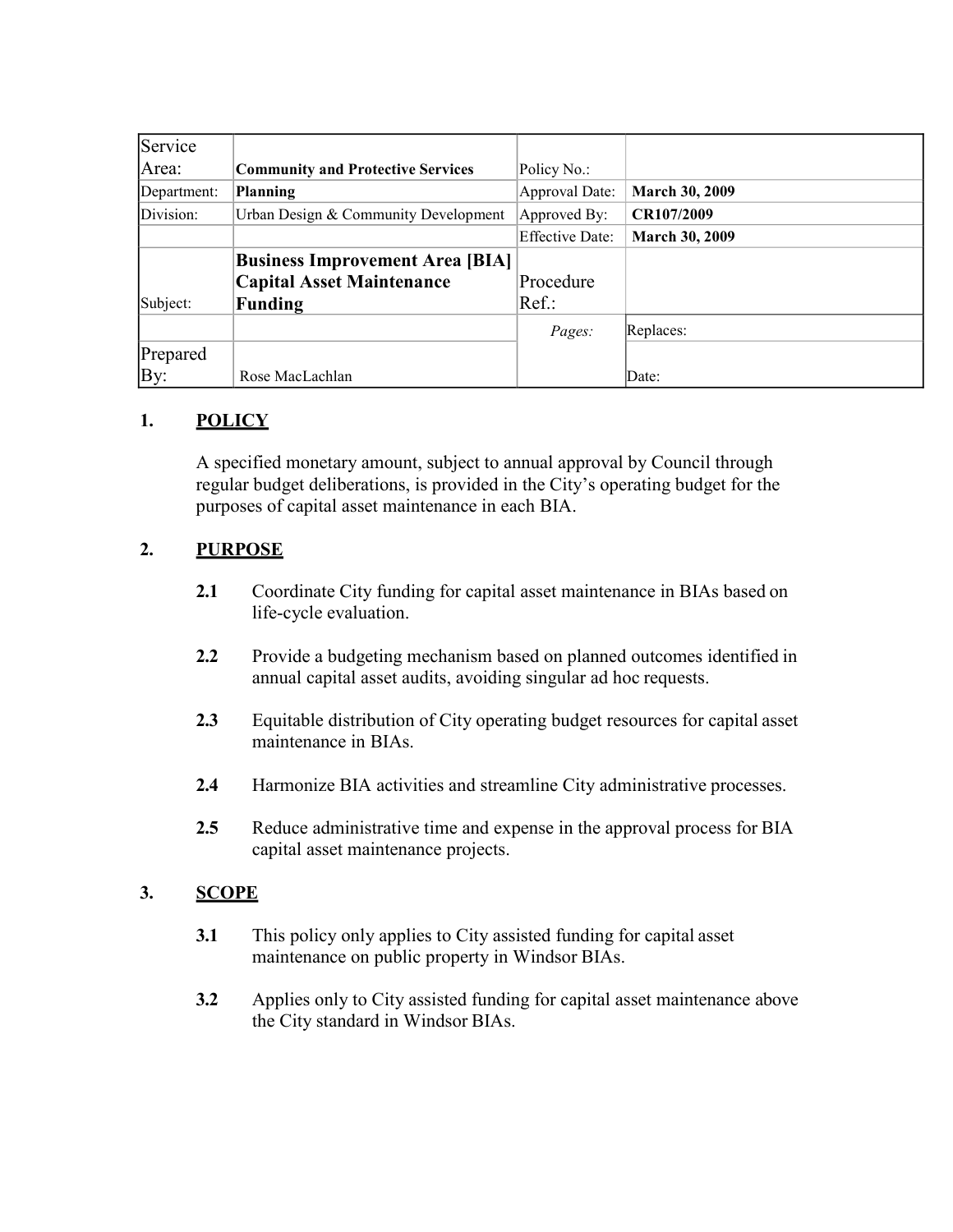| Service Area: | **Community and Protective Services** | Policy No.: | |
|---|---|---|---|
| Department: | **Planning** | Approval Date: | **March 30, 2009** |
| Division: | Urban Design & Community Development | Approved By: | **CR107/2009** |
| | | Effective Date: | **March 30, 2009** |
| Subject: | **Business Improvement Area [BIA] Capital Asset Maintenance Funding** | Procedure Ref.: | |
| | | *Pages:* | Replaces: |
| Prepared By: | Rose MacLachlan | | Date: |

## 1. POLICY

A specified monetary amount, subject to annual approval by Council through regular budget deliberations, is provided in the City's operating budget for the purposes of capital asset maintenance in each BIA.

## 2. PURPOSE

**2.1** Coordinate City funding for capital asset maintenance in BIAs based on life-cycle evaluation.

**2.2** Provide a budgeting mechanism based on planned outcomes identified in annual capital asset audits, avoiding singular ad hoc requests.

**2.3** Equitable distribution of City operating budget resources for capital asset maintenance in BIAs.

**2.4** Harmonize BIA activities and streamline City administrative processes.

**2.5** Reduce administrative time and expense in the approval process for BIA capital asset maintenance projects.

## 3. SCOPE

**3.1** This policy only applies to City assisted funding for capital asset maintenance on public property in Windsor BIAs.

**3.2** Applies only to City assisted funding for capital asset maintenance above the City standard in Windsor BIAs.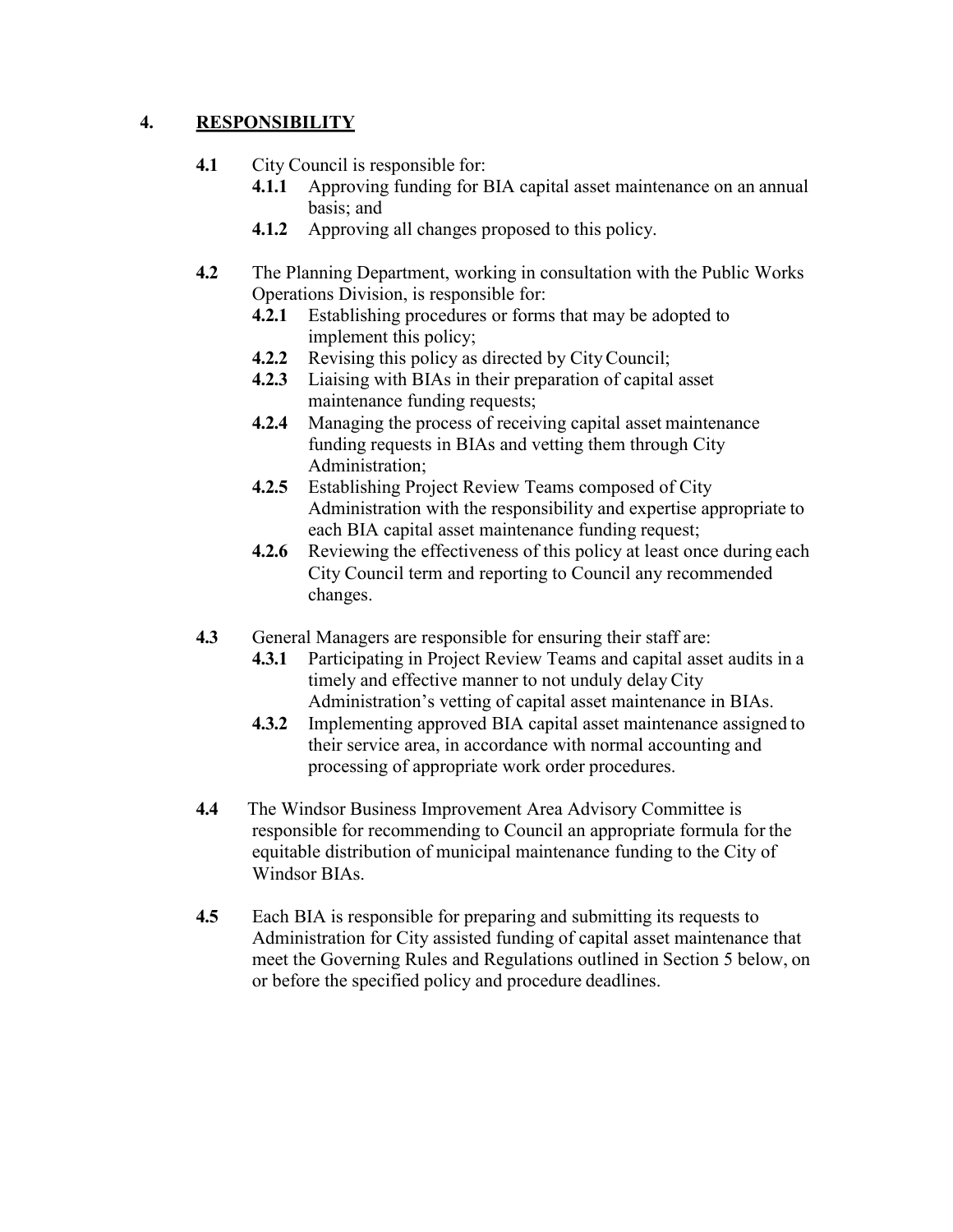## 4. RESPONSIBILITY

**4.1** City Council is responsible for:

- **4.1.1** Approving funding for BIA capital asset maintenance on an annual basis; and
- **4.1.2** Approving all changes proposed to this policy.

**4.2** The Planning Department, working in consultation with the Public Works Operations Division, is responsible for:

- **4.2.1** Establishing procedures or forms that may be adopted to implement this policy;
- **4.2.2** Revising this policy as directed by City Council;
- **4.2.3** Liaising with BIAs in their preparation of capital asset maintenance funding requests;
- **4.2.4** Managing the process of receiving capital asset maintenance funding requests in BIAs and vetting them through City Administration;
- **4.2.5** Establishing Project Review Teams composed of City Administration with the responsibility and expertise appropriate to each BIA capital asset maintenance funding request;
- **4.2.6** Reviewing the effectiveness of this policy at least once during each City Council term and reporting to Council any recommended changes.

**4.3** General Managers are responsible for ensuring their staff are:

- **4.3.1** Participating in Project Review Teams and capital asset audits in a timely and effective manner to not unduly delay City Administration's vetting of capital asset maintenance in BIAs.
- **4.3.2** Implementing approved BIA capital asset maintenance assigned to their service area, in accordance with normal accounting and processing of appropriate work order procedures.

**4.4** The Windsor Business Improvement Area Advisory Committee is responsible for recommending to Council an appropriate formula for the equitable distribution of municipal maintenance funding to the City of Windsor BIAs.

**4.5** Each BIA is responsible for preparing and submitting its requests to Administration for City assisted funding of capital asset maintenance that meet the Governing Rules and Regulations outlined in Section 5 below, on or before the specified policy and procedure deadlines.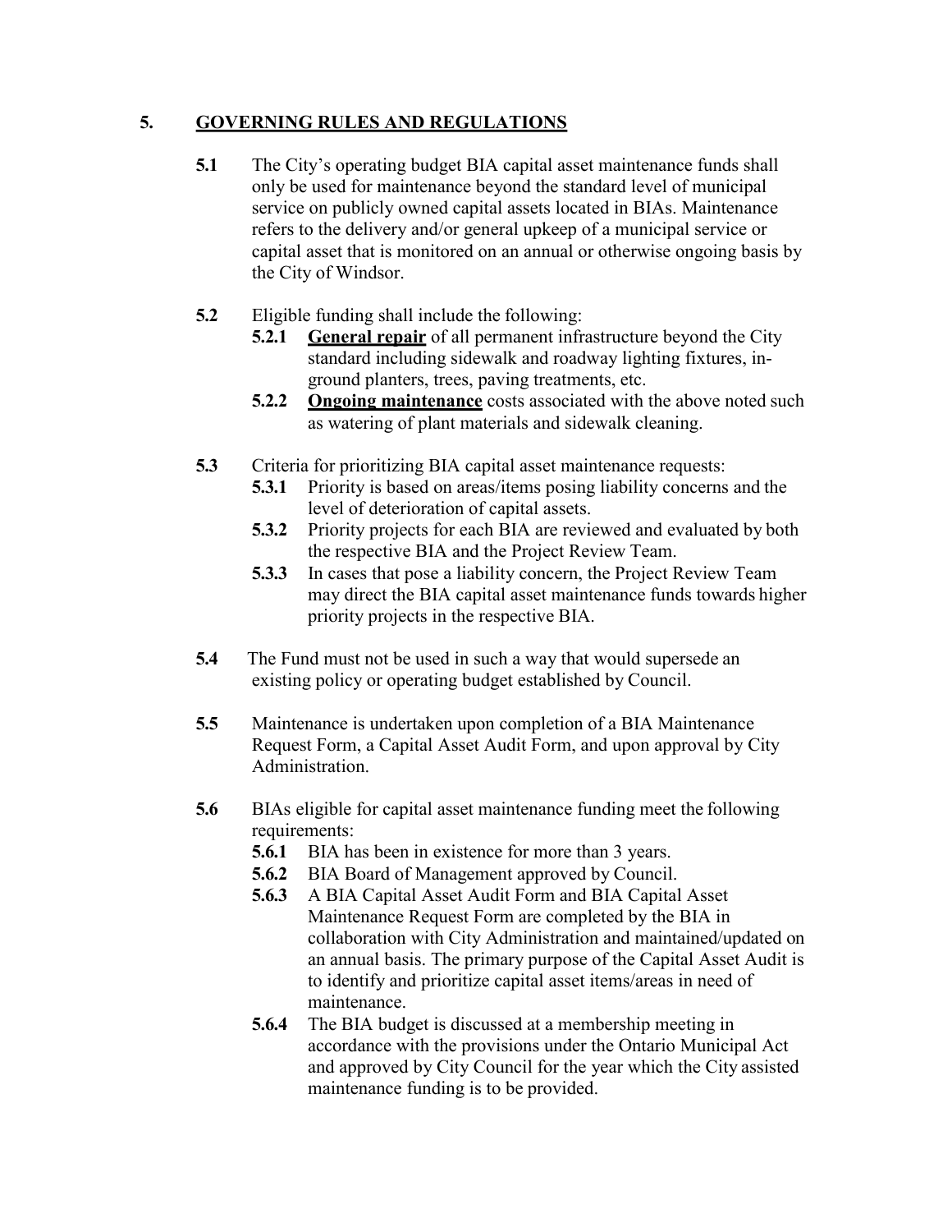## 5. GOVERNING RULES AND REGULATIONS

**5.1** The City's operating budget BIA capital asset maintenance funds shall only be used for maintenance beyond the standard level of municipal service on publicly owned capital assets located in BIAs. Maintenance refers to the delivery and/or general upkeep of a municipal service or capital asset that is monitored on an annual or otherwise ongoing basis by the City of Windsor.

**5.2** Eligible funding shall include the following:

- **5.2.1** <u>**General repair**</u> of all permanent infrastructure beyond the City standard including sidewalk and roadway lighting fixtures, in-ground planters, trees, paving treatments, etc.
- **5.2.2** <u>**Ongoing maintenance**</u> costs associated with the above noted such as watering of plant materials and sidewalk cleaning.

**5.3** Criteria for prioritizing BIA capital asset maintenance requests:

- **5.3.1** Priority is based on areas/items posing liability concerns and the level of deterioration of capital assets.
- **5.3.2** Priority projects for each BIA are reviewed and evaluated by both the respective BIA and the Project Review Team.
- **5.3.3** In cases that pose a liability concern, the Project Review Team may direct the BIA capital asset maintenance funds towards higher priority projects in the respective BIA.

**5.4** The Fund must not be used in such a way that would supersede an existing policy or operating budget established by Council.

**5.5** Maintenance is undertaken upon completion of a BIA Maintenance Request Form, a Capital Asset Audit Form, and upon approval by City Administration.

**5.6** BIAs eligible for capital asset maintenance funding meet the following requirements:

- **5.6.1** BIA has been in existence for more than 3 years.
- **5.6.2** BIA Board of Management approved by Council.
- **5.6.3** A BIA Capital Asset Audit Form and BIA Capital Asset Maintenance Request Form are completed by the BIA in collaboration with City Administration and maintained/updated on an annual basis. The primary purpose of the Capital Asset Audit is to identify and prioritize capital asset items/areas in need of maintenance.
- **5.6.4** The BIA budget is discussed at a membership meeting in accordance with the provisions under the Ontario Municipal Act and approved by City Council for the year which the City assisted maintenance funding is to be provided.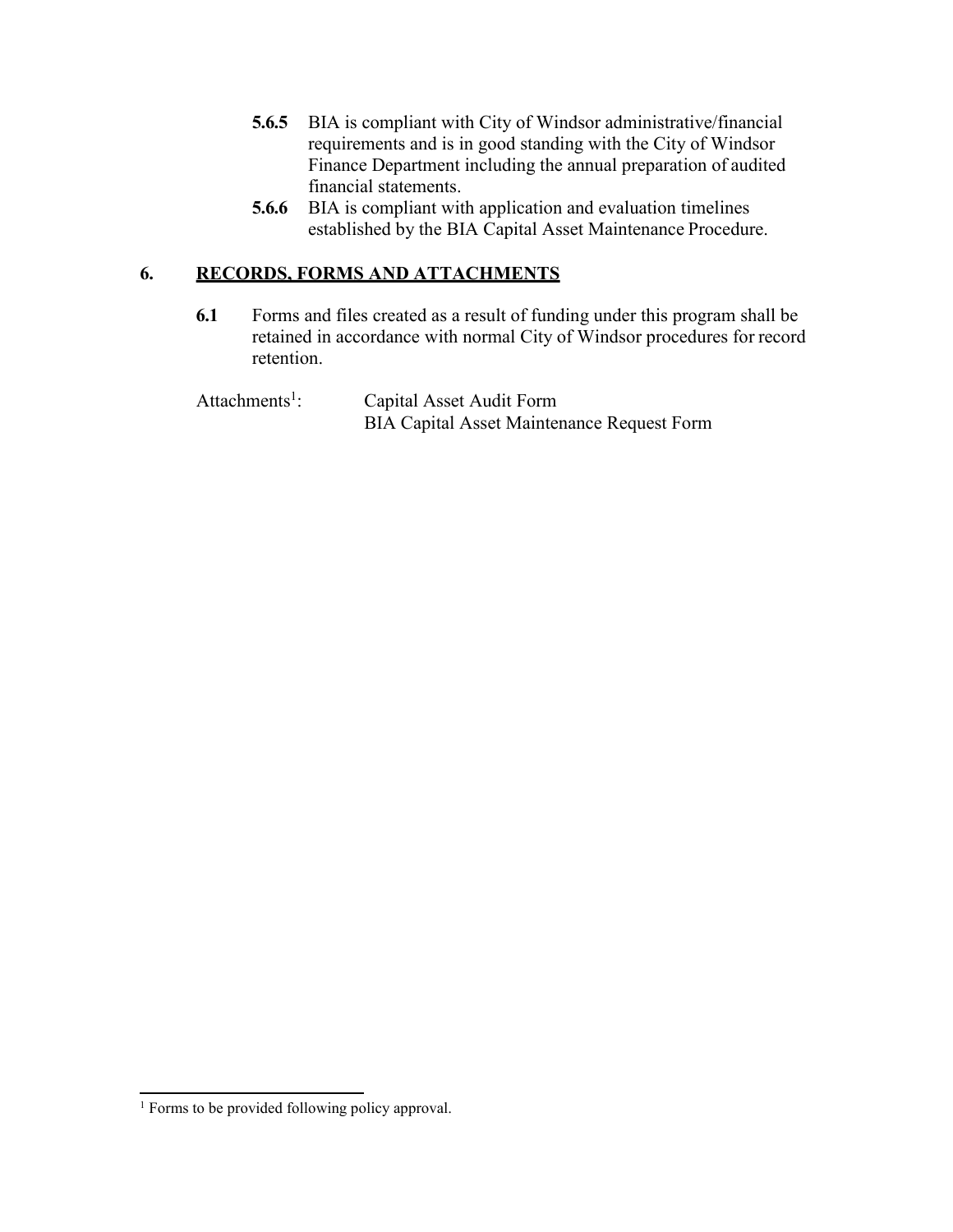**5.6.5** BIA is compliant with City of Windsor administrative/financial requirements and is in good standing with the City of Windsor Finance Department including the annual preparation of audited financial statements.

**5.6.6** BIA is compliant with application and evaluation timelines established by the BIA Capital Asset Maintenance Procedure.

## 6. RECORDS, FORMS AND ATTACHMENTS

**6.1** Forms and files created as a result of funding under this program shall be retained in accordance with normal City of Windsor procedures for record retention.

Attachments[1]: Capital Asset Audit Form
BIA Capital Asset Maintenance Request Form

[1] Forms to be provided following policy approval.